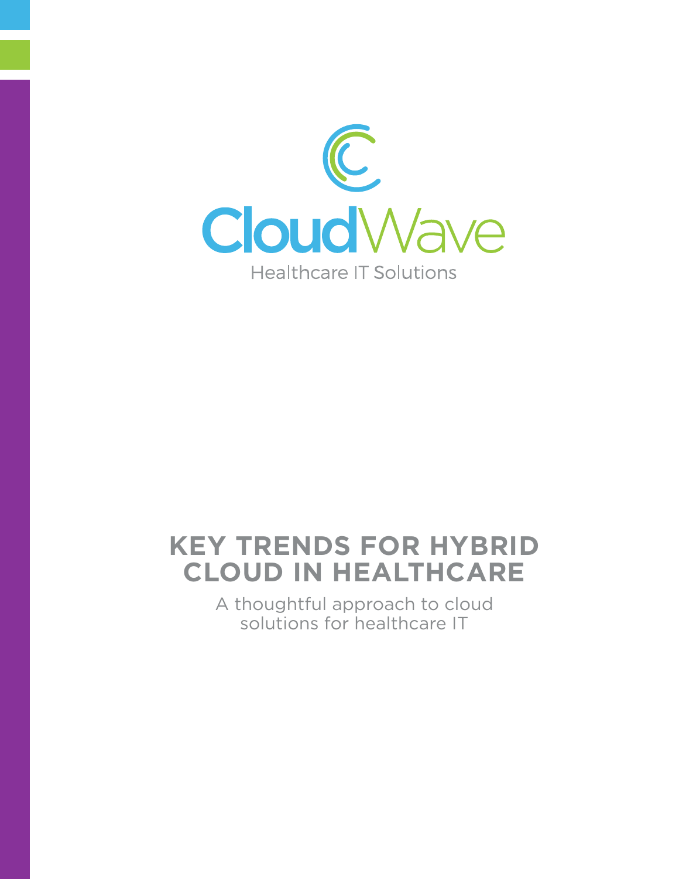CloudWave

Healthcare IT Solutions

# KEY TRENDS FOR HYBRID CLOUD IN HEALTHCARE

A thoughtful approach to cloud solutions for healthcare IT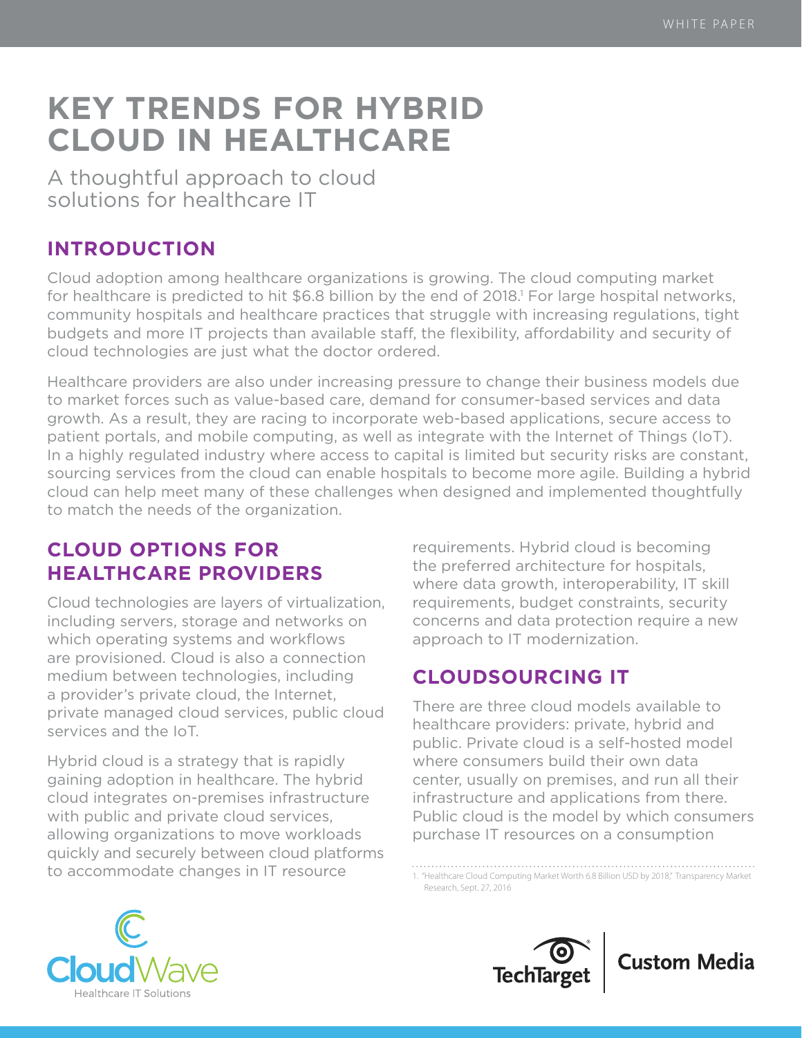# KEY TRENDS FOR HYBRID CLOUD IN HEALTHCARE

A thoughtful approach to cloud solutions for healthcare IT

## INTRODUCTION

Cloud adoption among healthcare organizations is growing. The cloud computing market for healthcare is predicted to hit $6.8 billion by the end of 2018.[1] For large hospital networks, community hospitals and healthcare practices that struggle with increasing regulations, tight budgets and more IT projects than available staff, the flexibility, affordability and security of cloud technologies are just what the doctor ordered.

Healthcare providers are also under increasing pressure to change their business models due to market forces such as value-based care, demand for consumer-based services and data growth. As a result, they are racing to incorporate web-based applications, secure access to patient portals, and mobile computing, as well as integrate with the Internet of Things (IoT). In a highly regulated industry where access to capital is limited but security risks are constant, sourcing services from the cloud can enable hospitals to become more agile. Building a hybrid cloud can help meet many of these challenges when designed and implemented thoughtfully to match the needs of the organization.

## CLOUD OPTIONS FOR HEALTHCARE PROVIDERS

Cloud technologies are layers of virtualization, including servers, storage and networks on which operating systems and workflows are provisioned. Cloud is also a connection medium between technologies, including a provider's private cloud, the Internet, private managed cloud services, public cloud services and the IoT.

Hybrid cloud is a strategy that is rapidly gaining adoption in healthcare. The hybrid cloud integrates on-premises infrastructure with public and private cloud services, allowing organizations to move workloads quickly and securely between cloud platforms to accommodate changes in IT resource requirements. Hybrid cloud is becoming the preferred architecture for hospitals, where data growth, interoperability, IT skill requirements, budget constraints, security concerns and data protection require a new approach to IT modernization.

## CLOUDSOURCING IT

There are three cloud models available to healthcare providers: private, hybrid and public. Private cloud is a self-hosted model where consumers build their own data center, usually on premises, and run all their infrastructure and applications from there. Public cloud is the model by which consumers purchase IT resources on a consumption

1. "Healthcare Cloud Computing Market Worth 6.8 Billion USD by 2018," Transparency Market Research, Sept. 27, 2016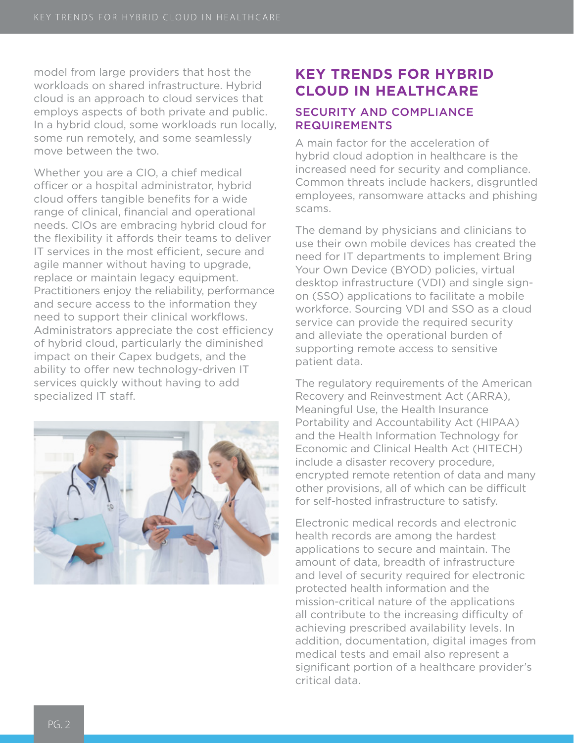model from large providers that host the workloads on shared infrastructure. Hybrid cloud is an approach to cloud services that employs aspects of both private and public. In a hybrid cloud, some workloads run locally, some run remotely, and some seamlessly move between the two.

Whether you are a CIO, a chief medical officer or a hospital administrator, hybrid cloud offers tangible benefits for a wide range of clinical, financial and operational needs. CIOs are embracing hybrid cloud for the flexibility it affords their teams to deliver IT services in the most efficient, secure and agile manner without having to upgrade, replace or maintain legacy equipment. Practitioners enjoy the reliability, performance and secure access to the information they need to support their clinical workflows. Administrators appreciate the cost efficiency of hybrid cloud, particularly the diminished impact on their Capex budgets, and the ability to offer new technology-driven IT services quickly without having to add specialized IT staff.

## KEY TRENDS FOR HYBRID CLOUD IN HEALTHCARE

### SECURITY AND COMPLIANCE REQUIREMENTS

A main factor for the acceleration of hybrid cloud adoption in healthcare is the increased need for security and compliance. Common threats include hackers, disgruntled employees, ransomware attacks and phishing scams.

The demand by physicians and clinicians to use their own mobile devices has created the need for IT departments to implement Bring Your Own Device (BYOD) policies, virtual desktop infrastructure (VDI) and single sign-on (SSO) applications to facilitate a mobile workforce. Sourcing VDI and SSO as a cloud service can provide the required security and alleviate the operational burden of supporting remote access to sensitive patient data.

The regulatory requirements of the American Recovery and Reinvestment Act (ARRA), Meaningful Use, the Health Insurance Portability and Accountability Act (HIPAA) and the Health Information Technology for Economic and Clinical Health Act (HITECH) include a disaster recovery procedure, encrypted remote retention of data and many other provisions, all of which can be difficult for self-hosted infrastructure to satisfy.

Electronic medical records and electronic health records are among the hardest applications to secure and maintain. The amount of data, breadth of infrastructure and level of security required for electronic protected health information and the mission-critical nature of the applications all contribute to the increasing difficulty of achieving prescribed availability levels. In addition, documentation, digital images from medical tests and email also represent a significant portion of a healthcare provider's critical data.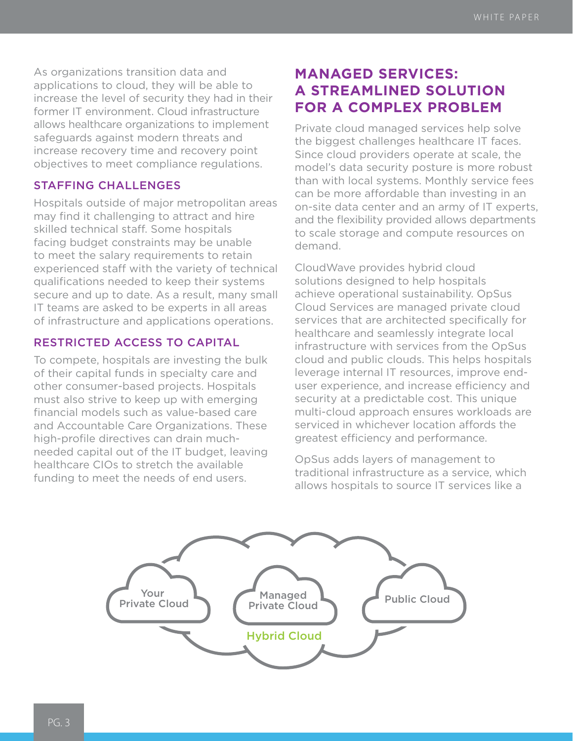As organizations transition data and applications to cloud, they will be able to increase the level of security they had in their former IT environment. Cloud infrastructure allows healthcare organizations to implement safeguards against modern threats and increase recovery time and recovery point objectives to meet compliance regulations.

### STAFFING CHALLENGES

Hospitals outside of major metropolitan areas may find it challenging to attract and hire skilled technical staff. Some hospitals facing budget constraints may be unable to meet the salary requirements to retain experienced staff with the variety of technical qualifications needed to keep their systems secure and up to date. As a result, many small IT teams are asked to be experts in all areas of infrastructure and applications operations.

### RESTRICTED ACCESS TO CAPITAL

To compete, hospitals are investing the bulk of their capital funds in specialty care and other consumer-based projects. Hospitals must also strive to keep up with emerging financial models such as value-based care and Accountable Care Organizations. These high-profile directives can drain much-needed capital out of the IT budget, leaving healthcare CIOs to stretch the available funding to meet the needs of end users.

## MANAGED SERVICES: A STREAMLINED SOLUTION FOR A COMPLEX PROBLEM

Private cloud managed services help solve the biggest challenges healthcare IT faces. Since cloud providers operate at scale, the model's data security posture is more robust than with local systems. Monthly service fees can be more affordable than investing in an on-site data center and an army of IT experts, and the flexibility provided allows departments to scale storage and compute resources on demand.

CloudWave provides hybrid cloud solutions designed to help hospitals achieve operational sustainability. OpSus Cloud Services are managed private cloud services that are architected specifically for healthcare and seamlessly integrate local infrastructure with services from the OpSus cloud and public clouds. This helps hospitals leverage internal IT resources, improve end-user experience, and increase efficiency and security at a predictable cost. This unique multi-cloud approach ensures workloads are serviced in whichever location affords the greatest efficiency and performance.

OpSus adds layers of management to traditional infrastructure as a service, which allows hospitals to source IT services like a

Your Private Cloud | Managed Private Cloud | Public Cloud

Hybrid Cloud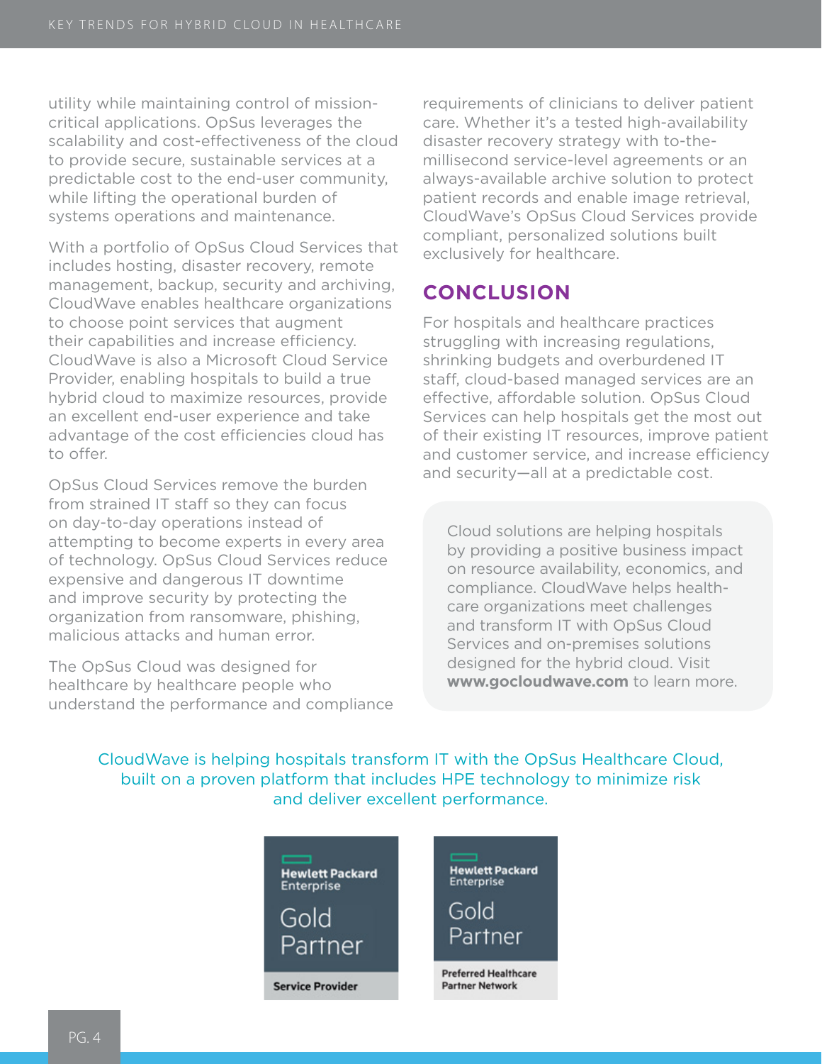utility while maintaining control of mission-critical applications. OpsSus leverages the scalability and cost-effectiveness of the cloud to provide secure, sustainable services at a predictable cost to the end-user community, while lifting the operational burden of systems operations and maintenance.

With a portfolio of OpSus Cloud Services that includes hosting, disaster recovery, remote management, backup, security and archiving, CloudWave enables healthcare organizations to choose point services that augment their capabilities and increase efficiency. CloudWave is also a Microsoft Cloud Service Provider, enabling hospitals to build a true hybrid cloud to maximize resources, provide an excellent end-user experience and take advantage of the cost efficiencies cloud has to offer.

OpSus Cloud Services remove the burden from strained IT staff so they can focus on day-to-day operations instead of attempting to become experts in every area of technology. OpSus Cloud Services reduce expensive and dangerous IT downtime and improve security by protecting the organization from ransomware, phishing, malicious attacks and human error.

The OpSus Cloud was designed for healthcare by healthcare people who understand the performance and compliance requirements of clinicians to deliver patient care. Whether it's a tested high-availability disaster recovery strategy with to-the-millisecond service-level agreements or an always-available archive solution to protect patient records and enable image retrieval, CloudWave's OpSus Cloud Services provide compliant, personalized solutions built exclusively for healthcare.

## CONCLUSION

For hospitals and healthcare practices struggling with increasing regulations, shrinking budgets and overburdened IT staff, cloud-based managed services are an effective, affordable solution. OpSus Cloud Services can help hospitals get the most out of their existing IT resources, improve patient and customer service, and increase efficiency and security—all at a predictable cost.

Cloud solutions are helping hospitals by providing a positive business impact on resource availability, economics, and compliance. CloudWave helps health-care organizations meet challenges and transform IT with OpSus Cloud Services and on-premises solutions designed for the hybrid cloud. Visit **www.gocloudwave.com** to learn more.

CloudWave is helping hospitals transform IT with the OpSus Healthcare Cloud, built on a proven platform that includes HPE technology to minimize risk and deliver excellent performance.

Hewlett Packard Enterprise
Gold Partner
Service Provider

Hewlett Packard Enterprise
Gold Partner
Preferred Healthcare Partner Network